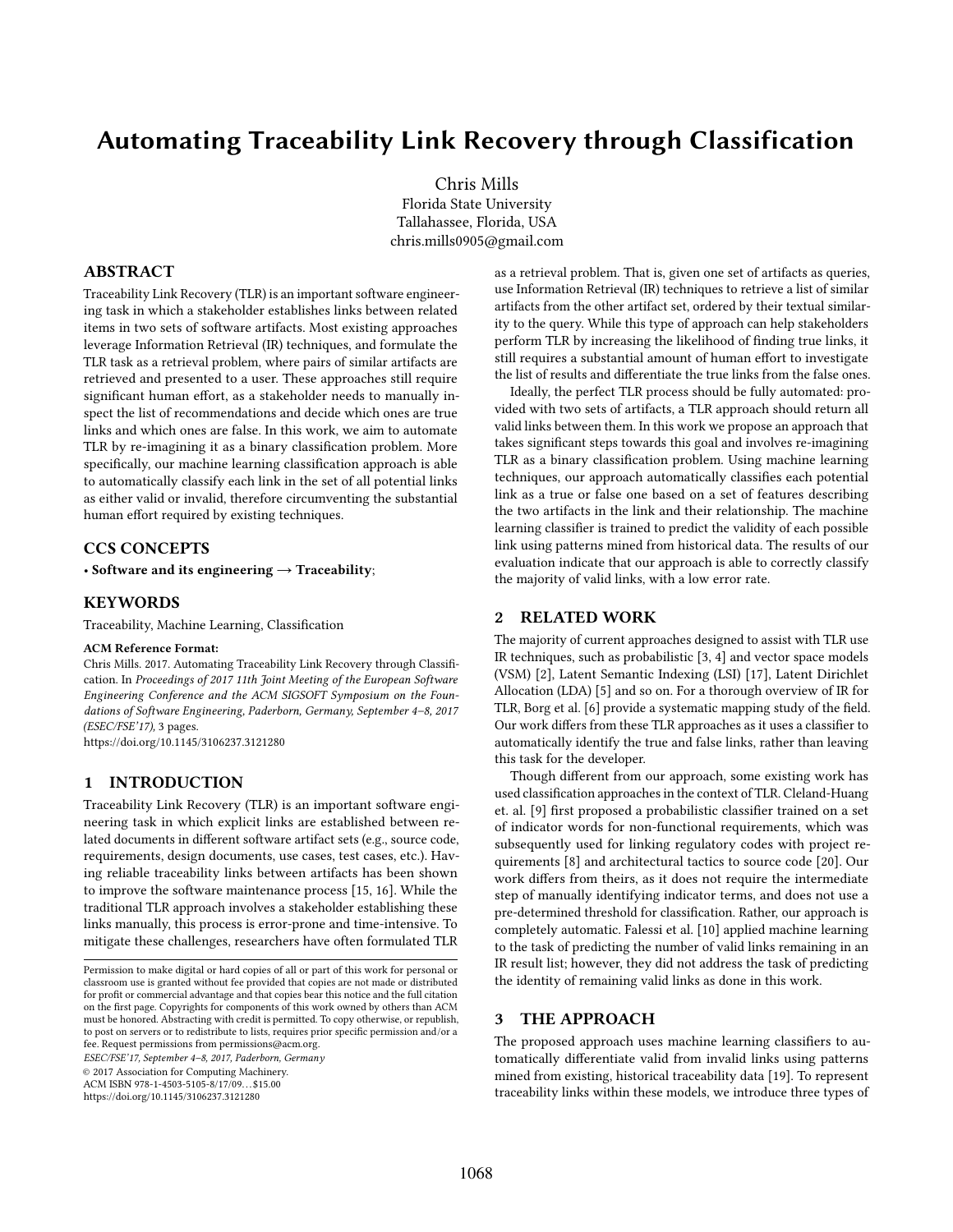# Automating Traceability Link Recovery through Classification

Chris Mills
Florida State University
Tallahassee, Florida, USA
chris.mills0905@gmail.com

## ABSTRACT

Traceability Link Recovery (TLR) is an important software engineering task in which a stakeholder establishes links between related items in two sets of software artifacts. Most existing approaches leverage Information Retrieval (IR) techniques, and formulate the TLR task as a retrieval problem, where pairs of similar artifacts are retrieved and presented to a user. These approaches still require significant human effort, as a stakeholder needs to manually inspect the list of recommendations and decide which ones are true links and which ones are false. In this work, we aim to automate TLR by re-imagining it as a binary classification problem. More specifically, our machine learning classification approach is able to automatically classify each link in the set of all potential links as either valid or invalid, therefore circumventing the substantial human effort required by existing techniques.

## CCS CONCEPTS

• **Software and its engineering → Traceability**;

## KEYWORDS

Traceability, Machine Learning, Classification

**ACM Reference Format:**

Chris Mills. 2017. Automating Traceability Link Recovery through Classification. In *Proceedings of 2017 11th Joint Meeting of the European Software Engineering Conference and the ACM SIGSOFT Symposium on the Foundations of Software Engineering, Paderborn, Germany, September 4–8, 2017 (ESEC/FSE'17),* 3 pages.
https://doi.org/10.1145/3106237.3121280

## 1 INTRODUCTION

Traceability Link Recovery (TLR) is an important software engineering task in which explicit links are established between related documents in different software artifact sets (e.g., source code, requirements, design documents, use cases, test cases, etc.). Having reliable traceability links between artifacts has been shown to improve the software maintenance process [15, 16]. While the traditional TLR approach involves a stakeholder establishing these links manually, this process is error-prone and time-intensive. To mitigate these challenges, researchers have often formulated TLR as a retrieval problem. That is, given one set of artifacts as queries, use Information Retrieval (IR) techniques to retrieve a list of similar artifacts from the other artifact set, ordered by their textual similarity to the query. While this type of approach can help stakeholders perform TLR by increasing the likelihood of finding true links, it still requires a substantial amount of human effort to investigate the list of results and differentiate the true links from the false ones.

Ideally, the perfect TLR process should be fully automated: provided with two sets of artifacts, a TLR approach should return all valid links between them. In this work we propose an approach that takes significant steps towards this goal and involves re-imagining TLR as a binary classification problem. Using machine learning techniques, our approach automatically classifies each potential link as a true or false one based on a set of features describing the two artifacts in the link and their relationship. The machine learning classifier is trained to predict the validity of each possible link using patterns mined from historical data. The results of our evaluation indicate that our approach is able to correctly classify the majority of valid links, with a low error rate.

Permission to make digital or hard copies of all or part of this work for personal or classroom use is granted without fee provided that copies are not made or distributed for profit or commercial advantage and that copies bear this notice and the full citation on the first page. Copyrights for components of this work owned by others than ACM must be honored. Abstracting with credit is permitted. To copy otherwise, or republish, to post on servers or to redistribute to lists, requires prior specific permission and/or a fee. Request permissions from permissions@acm.org.
*ESEC/FSE'17, September 4–8, 2017, Paderborn, Germany*
© 2017 Association for Computing Machinery.
ACM ISBN 978-1-4503-5105-8/17/09…$15.00
https://doi.org/10.1145/3106237.3121280

## 2 RELATED WORK

The majority of current approaches designed to assist with TLR use IR techniques, such as probabilistic [3, 4] and vector space models (VSM) [2], Latent Semantic Indexing (LSI) [17], Latent Dirichlet Allocation (LDA) [5] and so on. For a thorough overview of IR for TLR, Borg et al. [6] provide a systematic mapping study of the field. Our work differs from these TLR approaches as it uses a classifier to automatically identify the true and false links, rather than leaving this task for the developer.

Though different from our approach, some existing work has used classification approaches in the context of TLR. Cleland-Huang et. al. [9] first proposed a probabilistic classifier trained on a set of indicator words for non-functional requirements, which was subsequently used for linking regulatory codes with project requirements [8] and architectural tactics to source code [20]. Our work differs from theirs, as it does not require the intermediate step of manually identifying indicator terms, and does not use a pre-determined threshold for classification. Rather, our approach is completely automatic. Falessi et al. [10] applied machine learning to the task of predicting the number of valid links remaining in an IR result list; however, they did not address the task of predicting the identity of remaining valid links as done in this work.

## 3 THE APPROACH

The proposed approach uses machine learning classifiers to automatically differentiate valid from invalid links using patterns mined from existing, historical traceability data [19]. To represent traceability links within these models, we introduce three types of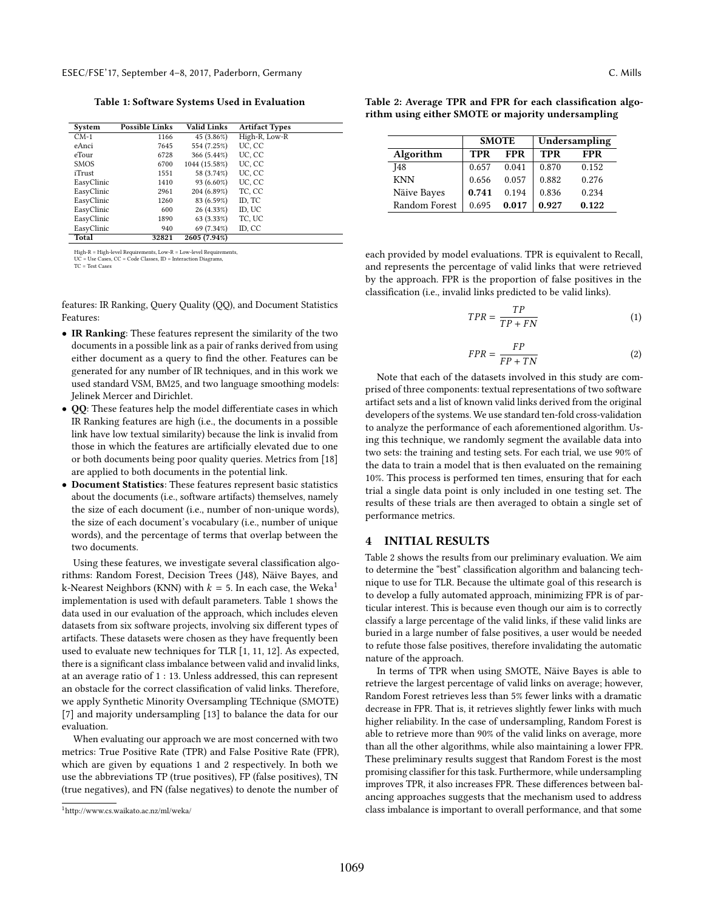**Table 1: Software Systems Used in Evaluation**

| System | Possible Links | Valid Links | Artifact Types |
|---|---|---|---|
| CM-1 | 1166 | 45 (3.86%) | High-R, Low-R |
| eAnci | 7645 | 554 (7.25%) | UC, CC |
| eTour | 6728 | 366 (5.44%) | UC, CC |
| SMOS | 6700 | 1044 (15.58%) | UC, CC |
| iTrust | 1551 | 58 (3.74%) | UC, CC |
| EasyClinic | 1410 | 93 (6.60%) | UC, CC |
| EasyClinic | 2961 | 204 (6.89%) | TC, CC |
| EasyClinic | 1260 | 83 (6.59%) | ID, TC |
| EasyClinic | 600 | 26 (4.33%) | ID, UC |
| EasyClinic | 1890 | 63 (3.33%) | TC, UC |
| EasyClinic | 940 | 69 (7.34%) | ID, CC |
| **Total** | **32821** | **2605 (7.94%)** | |

High-R = High-level Requirements, Low-R = Low-level Requirements, UC = Use Cases, CC = Code Classes, ID = Interaction Diagrams, TC = Test Cases

features: IR Ranking, Query Quality (QQ), and Document Statistics Features:

- **IR Ranking**: These features represent the similarity of the two documents in a possible link as a pair of ranks derived from using either document as a query to find the other. Features can be generated for any number of IR techniques, and in this work we used standard VSM, BM25, and two language smoothing models: Jelinek Mercer and Dirichlet.
- **QQ**: These features help the model differentiate cases in which IR Ranking features are high (i.e., the documents in a possible link have low textual similarity) because the link is invalid from those in which the features are artificially elevated due to one or both documents being poor quality queries. Metrics from [18] are applied to both documents in the potential link.
- **Document Statistics**: These features represent basic statistics about the documents (i.e., software artifacts) themselves, namely the size of each document (i.e., number of non-unique words), the size of each document's vocabulary (i.e., number of unique words), and the percentage of terms that overlap between the two documents.

Using these features, we investigate several classification algorithms: Random Forest, Decision Trees (J48), Näive Bayes, and k-Nearest Neighbors (KNN) with $k = 5$. In each case, the Weka[1] implementation is used with default parameters. Table 1 shows the data used in our evaluation of the approach, which includes eleven datasets from six software projects, involving six different types of artifacts. These datasets were chosen as they have frequently been used to evaluate new techniques for TLR [1, 11, 12]. As expected, there is a significant class imbalance between valid and invalid links, at an average ratio of 1 : 13. Unless addressed, this can represent an obstacle for the correct classification of valid links. Therefore, we apply Synthetic Minority Oversampling TEchnique (SMOTE) [7] and majority undersampling [13] to balance the data for our evaluation.

When evaluating our approach we are most concerned with two metrics: True Positive Rate (TPR) and False Positive Rate (FPR), which are given by equations 1 and 2 respectively. In both we use the abbreviations TP (true positives), FP (false positives), TN (true negatives), and FN (false negatives) to denote the number of each provided by model evaluations. TPR is equivalent to Recall, and represents the percentage of valid links that were retrieved by the approach. FPR is the proportion of false positives in the classification (i.e., invalid links predicted to be valid links).

[1] http://www.cs.waikato.ac.nz/ml/weka/

**Table 2: Average TPR and FPR for each classification algorithm using either SMOTE or majority undersampling**

| | SMOTE | | Undersampling | |
|---|---|---|---|---|
| **Algorithm** | **TPR** | **FPR** | **TPR** | **FPR** |
| J48 | 0.657 | 0.041 | 0.870 | 0.152 |
| KNN | 0.656 | 0.057 | 0.882 | 0.276 |
| Näive Bayes | **0.741** | 0.194 | 0.836 | 0.234 |
| Random Forest | 0.695 | **0.017** | **0.927** | **0.122** |

$$TPR = \frac{TP}{TP + FN} \tag{1}$$

$$FPR = \frac{FP}{FP + TN} \tag{2}$$

Note that each of the datasets involved in this study are comprised of three components: textual representations of two software artifact sets and a list of known valid links derived from the original developers of the systems. We use standard ten-fold cross-validation to analyze the performance of each aforementioned algorithm. Using this technique, we randomly segment the available data into two sets: the training and testing sets. For each trial, we use 90% of the data to train a model that is then evaluated on the remaining 10%. This process is performed ten times, ensuring that for each trial a single data point is only included in one testing set. The results of these trials are then averaged to obtain a single set of performance metrics.

## 4 INITIAL RESULTS

Table 2 shows the results from our preliminary evaluation. We aim to determine the "best" classification algorithm and balancing technique to use for TLR. Because the ultimate goal of this research is to develop a fully automated approach, minimizing FPR is of particular interest. This is because even though our aim is to correctly classify a large percentage of the valid links, if these valid links are buried in a large number of false positives, a user would be needed to refute those false positives, therefore invalidating the automatic nature of the approach.

In terms of TPR when using SMOTE, Näive Bayes is able to retrieve the largest percentage of valid links on average; however, Random Forest retrieves less than 5% fewer links with a dramatic decrease in FPR. That is, it retrieves slightly fewer links with much higher reliability. In the case of undersampling, Random Forest is able to retrieve more than 90% of the valid links on average, more than all the other algorithms, while also maintaining a lower FPR. These preliminary results suggest that Random Forest is the most promising classifier for this task. Furthermore, while undersampling improves TPR, it also increases FPR. These differences between balancing approaches suggests that the mechanism used to address class imbalance is important to overall performance, and that some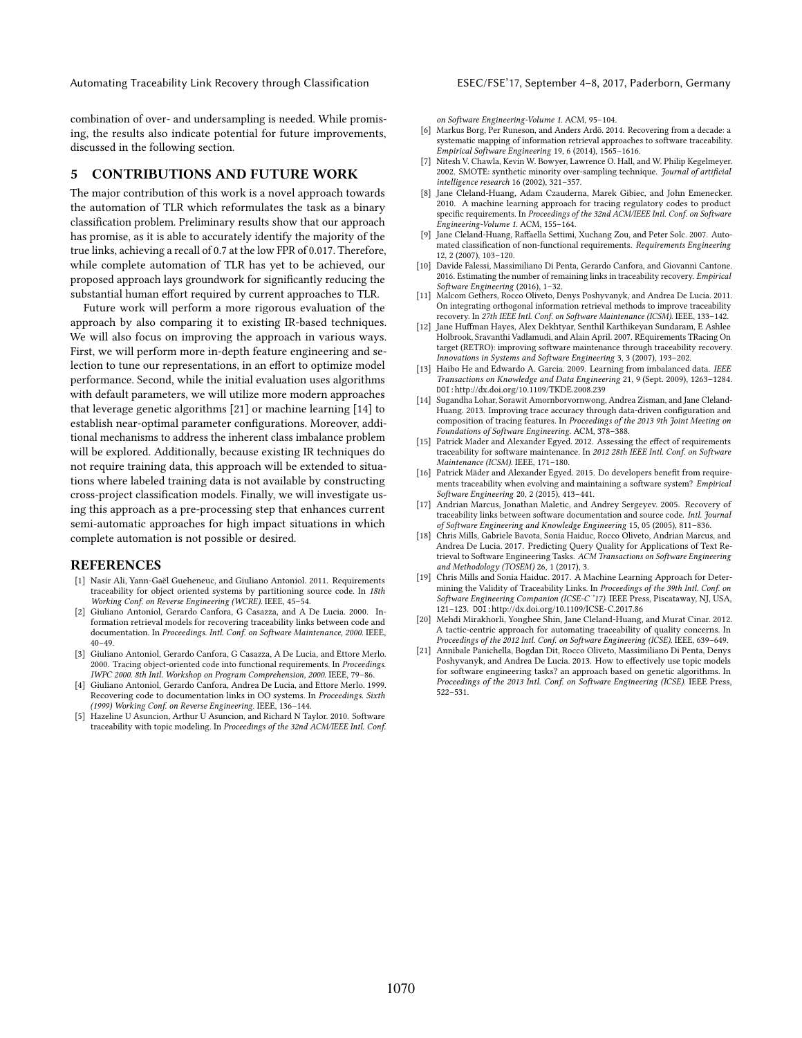combination of over- and undersampling is needed. While promising, the results also indicate potential for future improvements, discussed in the following section.

## 5 CONTRIBUTIONS AND FUTURE WORK

The major contribution of this work is a novel approach towards the automation of TLR which reformulates the task as a binary classification problem. Preliminary results show that our approach has promise, as it is able to accurately identify the majority of the true links, achieving a recall of 0.7 at the low FPR of 0.017. Therefore, while complete automation of TLR has yet to be achieved, our proposed approach lays groundwork for significantly reducing the substantial human effort required by current approaches to TLR.

Future work will perform a more rigorous evaluation of the approach by also comparing it to existing IR-based techniques. We will also focus on improving the approach in various ways. First, we will perform more in-depth feature engineering and selection to tune our representations, in an effort to optimize model performance. Second, while the initial evaluation uses algorithms with default parameters, we will utilize more modern approaches that leverage genetic algorithms [21] or machine learning [14] to establish near-optimal parameter configurations. Moreover, additional mechanisms to address the inherent class imbalance problem will be explored. Additionally, because existing IR techniques do not require training data, this approach will be extended to situations where labeled training data is not available by constructing cross-project classification models. Finally, we will investigate using this approach as a pre-processing step that enhances current semi-automatic approaches for high impact situations in which complete automation is not possible or desired.

## REFERENCES

- [1] Nasir Ali, Yann-Gaël Gueheneuc, and Giuliano Antoniol. 2011. Requirements traceability for object oriented systems by partitioning source code. In *18th Working Conf. on Reverse Engineering (WCRE)*. IEEE, 45–54.
- [2] Giuliano Antoniol, Gerardo Canfora, G Casazza, and A De Lucia. 2000. Information retrieval models for recovering traceability links between code and documentation. In *Proceedings. Intl. Conf. on Software Maintenance, 2000*. IEEE, 40–49.
- [3] Giuliano Antoniol, Gerardo Canfora, G Casazza, A De Lucia, and Ettore Merlo. 2000. Tracing object-oriented code into functional requirements. In *Proceedings. IWPC 2000. 8th Intl. Workshop on Program Comprehension, 2000*. IEEE, 79–86.
- [4] Giuliano Antoniol, Gerardo Canfora, Andrea De Lucia, and Ettore Merlo. 1999. Recovering code to documentation links in OO systems. In *Proceedings. Sixth (1999) Working Conf. on Reverse Engineering*. IEEE, 136–144.
- [5] Hazeline U Asuncion, Arthur U Asuncion, and Richard N Taylor. 2010. Software traceability with topic modeling. In *Proceedings of the 32nd ACM/IEEE Intl. Conf. on Software Engineering-Volume 1*. ACM, 95–104.
- [6] Markus Borg, Per Runeson, and Anders Ardö. 2014. Recovering from a decade: a systematic mapping of information retrieval approaches to software traceability. *Empirical Software Engineering* 19, 6 (2014), 1565–1616.
- [7] Nitesh V. Chawla, Kevin W. Bowyer, Lawrence O. Hall, and W. Philip Kegelmeyer. 2002. SMOTE: synthetic minority over-sampling technique. *Journal of artificial intelligence research* 16 (2002), 321–357.
- [8] Jane Cleland-Huang, Adam Czauderna, Marek Gibiec, and John Emenecker. 2010. A machine learning approach for tracing regulatory codes to product specific requirements. In *Proceedings of the 32nd ACM/IEEE Intl. Conf. on Software Engineering-Volume 1*. ACM, 155–164.
- [9] Jane Cleland-Huang, Raffaella Settimi, Xuchang Zou, and Peter Solc. 2007. Automated classification of non-functional requirements. *Requirements Engineering* 12, 2 (2007), 103–120.
- [10] Davide Falessi, Massimiliano Di Penta, Gerardo Canfora, and Giovanni Cantone. 2016. Estimating the number of remaining links in traceability recovery. *Empirical Software Engineering* (2016), 1–32.
- [11] Malcom Gethers, Rocco Oliveto, Denys Poshyvanyk, and Andrea De Lucia. 2011. On integrating orthogonal information retrieval methods to improve traceability recovery. In *27th IEEE Intl. Conf. on Software Maintenance (ICSM)*. IEEE, 133–142.
- [12] Jane Huffman Hayes, Alex Dekhtyar, Senthil Karthikeyan Sundaram, E Ashlee Holbrook, Sravanthi Vadlamudi, and Alain April. 2007. REquirements TRacing On target (RETRO): improving software maintenance through traceability recovery. *Innovations in Systems and Software Engineering* 3, 3 (2007), 193–202.
- [13] Haibo He and Edwardo A. Garcia. 2009. Learning from imbalanced data. *IEEE Transactions on Knowledge and Data Engineering* 21, 9 (Sept. 2009), 1263–1284. DOI:http://dx.doi.org/10.1109/TKDE.2008.239
- [14] Sugandha Lohar, Sorawit Amornborvornwong, Andrea Zisman, and Jane Cleland-Huang. 2013. Improving trace accuracy through data-driven configuration and composition of tracing features. In *Proceedings of the 2013 9th Joint Meeting on Foundations of Software Engineering*. ACM, 378–388.
- [15] Patrick Mader and Alexander Egyed. 2012. Assessing the effect of requirements traceability for software maintenance. In *2012 28th IEEE Intl. Conf. on Software Maintenance (ICSM)*. IEEE, 171–180.
- [16] Patrick Mäder and Alexander Egyed. 2015. Do developers benefit from requirements traceability when evolving and maintaining a software system? *Empirical Software Engineering* 20, 2 (2015), 413–441.
- [17] Andrian Marcus, Jonathan Maletic, and Andrey Sergeyev. 2005. Recovery of traceability links between software documentation and source code. *Intl. Journal of Software Engineering and Knowledge Engineering* 15, 05 (2005), 811–836.
- [18] Chris Mills, Gabriele Bavota, Sonia Haiduc, Rocco Oliveto, Andrian Marcus, and Andrea De Lucia. 2017. Predicting Query Quality for Applications of Text Retrieval to Software Engineering Tasks. *ACM Transactions on Software Engineering and Methodology (TOSEM)* 26, 1 (2017), 3.
- [19] Chris Mills and Sonia Haiduc. 2017. A Machine Learning Approach for Determining the Validity of Traceability Links. In *Proceedings of the 39th Intl. Conf. on Software Engineering Companion (ICSE-C '17)*. IEEE Press, Piscataway, NJ, USA, 121–123. DOI:http://dx.doi.org/10.1109/ICSE-C.2017.86
- [20] Mehdi Mirakhorli, Yonghee Shin, Jane Cleland-Huang, and Murat Cinar. 2012. A tactic-centric approach for automating traceability of quality concerns. In *Proceedings of the 2012 Intl. Conf. on Software Engineering (ICSE)*. IEEE, 639–649.
- [21] Annibale Panichella, Bogdan Dit, Rocco Oliveto, Massimiliano Di Penta, Denys Poshyvanyk, and Andrea De Lucia. 2013. How to effectively use topic models for software engineering tasks? an approach based on genetic algorithms. In *Proceedings of the 2013 Intl. Conf. on Software Engineering (ICSE)*. IEEE Press, 522–531.